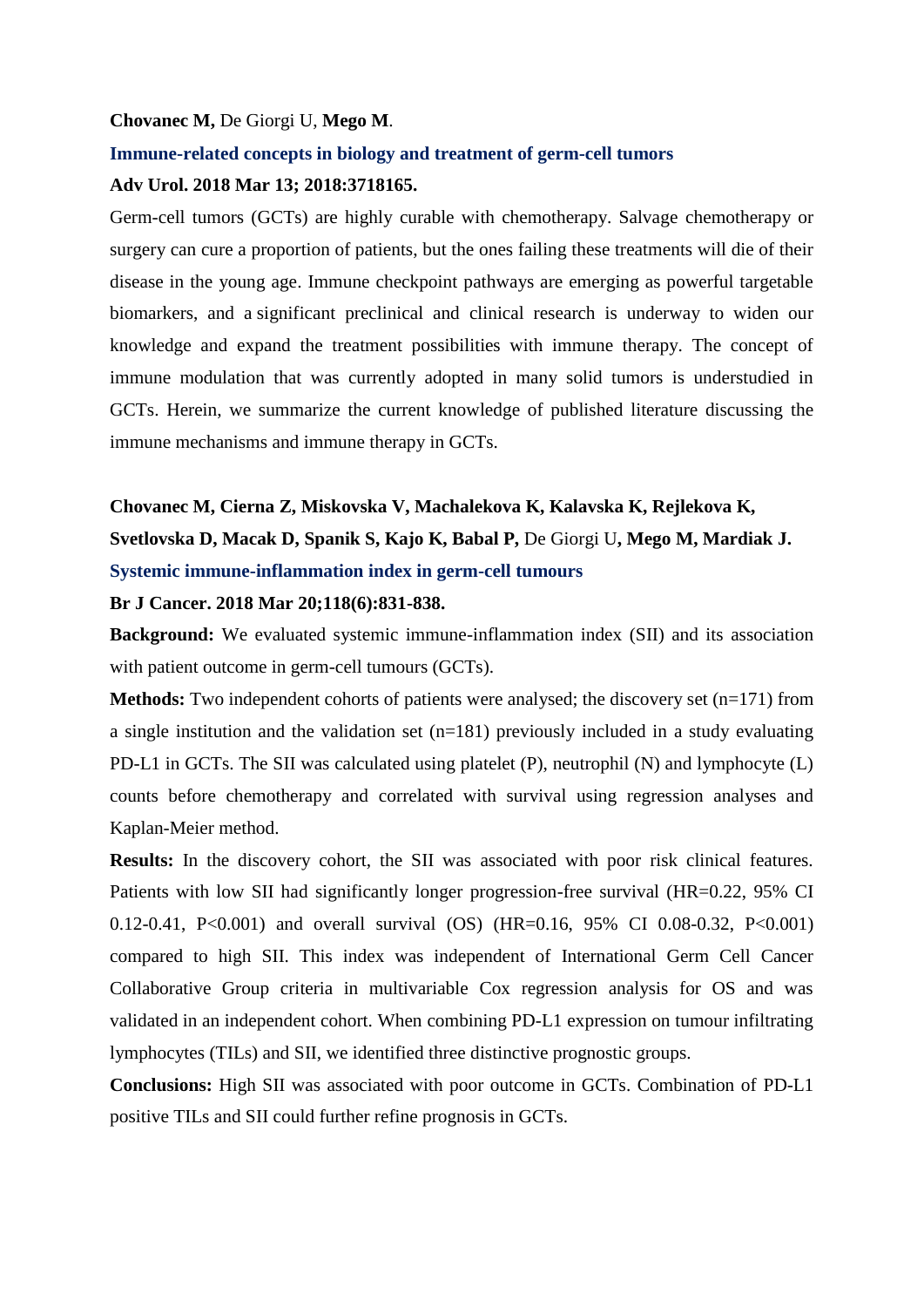**Chovanec M,** De Giorgi U, **Mego M**.

**Immune-related concepts in biology and treatment of germ-cell tumors**

**Adv Urol. 2018 Mar 13; 2018:3718165.**

Germ-cell tumors (GCTs) are highly curable with chemotherapy. Salvage chemotherapy or surgery can cure a proportion of patients, but the ones failing these treatments will die of their disease in the young age. Immune checkpoint pathways are emerging as powerful targetable biomarkers, and a significant preclinical and clinical research is underway to widen our knowledge and expand the treatment possibilities with immune therapy. The concept of immune modulation that was currently adopted in many solid tumors is understudied in GCTs. Herein, we summarize the current knowledge of published literature discussing the immune mechanisms and immune therapy in GCTs.

**Chovanec M, Cierna Z, Miskovska V, Machalekova K, Kalavska K, Rejlekova K, Svetlovska D, Macak D, Spanik S, Kajo K, Babal P,** De Giorgi U**, Mego M, Mardiak J.**

**Systemic immune-inflammation index in germ-cell tumours**

**Br J Cancer. 2018 Mar 20;118(6):831-838.**

**Background:** We evaluated systemic immune-inflammation index (SII) and its association with patient outcome in germ-cell tumours (GCTs).

**Methods:** Two independent cohorts of patients were analysed; the discovery set (n=171) from a single institution and the validation set (n=181) previously included in a study evaluating PD-L1 in GCTs. The SII was calculated using platelet (P), neutrophil (N) and lymphocyte (L) counts before chemotherapy and correlated with survival using regression analyses and Kaplan-Meier method.

**Results:** In the discovery cohort, the SII was associated with poor risk clinical features. Patients with low SII had significantly longer progression-free survival (HR=0.22, 95% CI 0.12-0.41, P<0.001) and overall survival (OS) (HR=0.16, 95% CI 0.08-0.32, P<0.001) compared to high SII. This index was independent of International Germ Cell Cancer Collaborative Group criteria in multivariable Cox regression analysis for OS and was validated in an independent cohort. When combining PD-L1 expression on tumour infiltrating lymphocytes (TILs) and SII, we identified three distinctive prognostic groups.

**Conclusions:** High SII was associated with poor outcome in GCTs. Combination of PD-L1 positive TILs and SII could further refine prognosis in GCTs.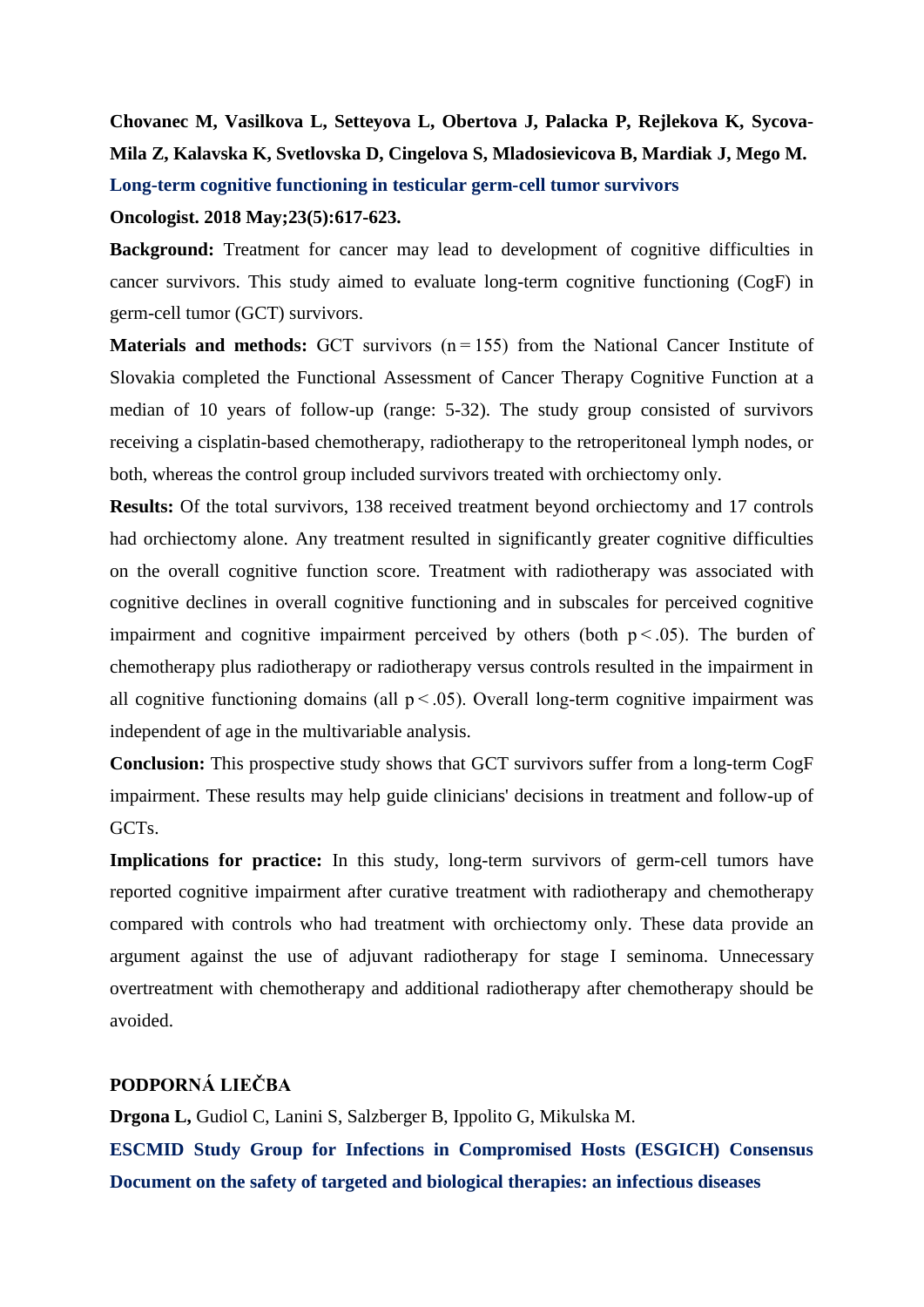**Chovanec M, Vasilkova L, Setteyova L, Obertova J, Palacka P, Rejlekova K, Sycova-Mila Z, Kalavska K, Svetlovska D, Cingelova S, Mladosievicova B, Mardiak J, Mego M.**

**Long-term cognitive functioning in testicular germ-cell tumor survivors**

**Oncologist. 2018 May;23(5):617-623.**

**Background:** Treatment for cancer may lead to development of cognitive difficulties in cancer survivors. This study aimed to evaluate long-term cognitive functioning (CogF) in germ-cell tumor (GCT) survivors.

**Materials and methods:** GCT survivors (n = 155) from the National Cancer Institute of Slovakia completed the Functional Assessment of Cancer Therapy Cognitive Function at a median of 10 years of follow-up (range: 5-32). The study group consisted of survivors receiving a cisplatin-based chemotherapy, radiotherapy to the retroperitoneal lymph nodes, or both, whereas the control group included survivors treated with orchiectomy only.

**Results:** Of the total survivors, 138 received treatment beyond orchiectomy and 17 controls had orchiectomy alone. Any treatment resulted in significantly greater cognitive difficulties on the overall cognitive function score. Treatment with radiotherapy was associated with cognitive declines in overall cognitive functioning and in subscales for perceived cognitive impairment and cognitive impairment perceived by others (both $p < .05$). The burden of chemotherapy plus radiotherapy or radiotherapy versus controls resulted in the impairment in all cognitive functioning domains (all $p < .05$). Overall long-term cognitive impairment was independent of age in the multivariable analysis.

**Conclusion:** This prospective study shows that GCT survivors suffer from a long-term CogF impairment. These results may help guide clinicians' decisions in treatment and follow-up of GCTs.

**Implications for practice:** In this study, long-term survivors of germ-cell tumors have reported cognitive impairment after curative treatment with radiotherapy and chemotherapy compared with controls who had treatment with orchiectomy only. These data provide an argument against the use of adjuvant radiotherapy for stage I seminoma. Unnecessary overtreatment with chemotherapy and additional radiotherapy after chemotherapy should be avoided.

## PODPORNÁ LIEČBA

**Drgona L,** Gudiol C, Lanini S, Salzberger B, Ippolito G, Mikulska M.

**ESCMID Study Group for Infections in Compromised Hosts (ESGICH) Consensus Document on the safety of targeted and biological therapies: an infectious diseases**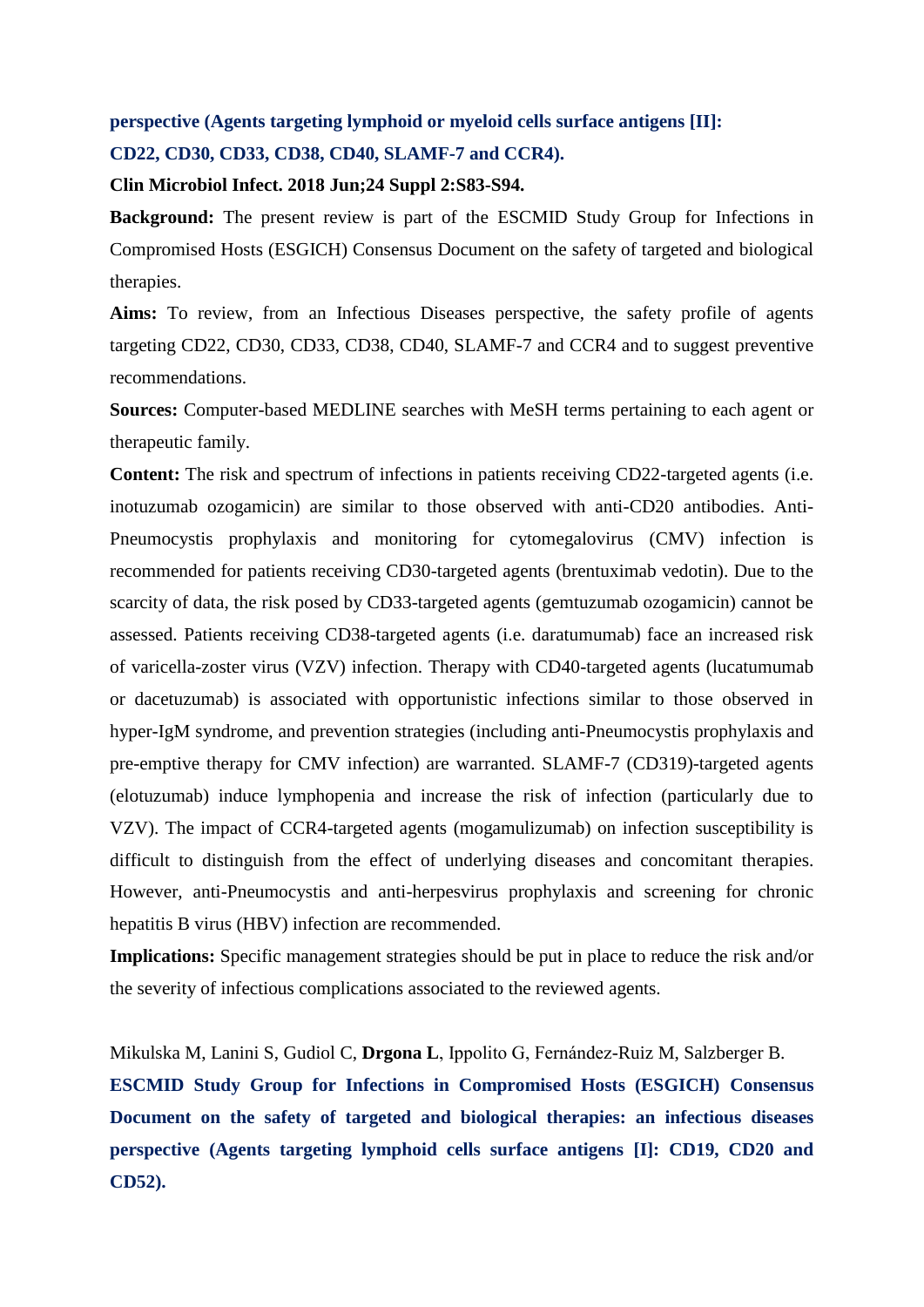**perspective (Agents targeting lymphoid or myeloid cells surface antigens [II]: CD22, CD30, CD33, CD38, CD40, SLAMF-7 and CCR4).**

**Clin Microbiol Infect. 2018 Jun;24 Suppl 2:S83-S94.**

**Background:** The present review is part of the ESCMID Study Group for Infections in Compromised Hosts (ESGICH) Consensus Document on the safety of targeted and biological therapies.

**Aims:** To review, from an Infectious Diseases perspective, the safety profile of agents targeting CD22, CD30, CD33, CD38, CD40, SLAMF-7 and CCR4 and to suggest preventive recommendations.

**Sources:** Computer-based MEDLINE searches with MeSH terms pertaining to each agent or therapeutic family.

**Content:** The risk and spectrum of infections in patients receiving CD22-targeted agents (i.e. inotuzumab ozogamicin) are similar to those observed with anti-CD20 antibodies. Anti-Pneumocystis prophylaxis and monitoring for cytomegalovirus (CMV) infection is recommended for patients receiving CD30-targeted agents (brentuximab vedotin). Due to the scarcity of data, the risk posed by CD33-targeted agents (gemtuzumab ozogamicin) cannot be assessed. Patients receiving CD38-targeted agents (i.e. daratumumab) face an increased risk of varicella-zoster virus (VZV) infection. Therapy with CD40-targeted agents (lucatumumab or dacetuzumab) is associated with opportunistic infections similar to those observed in hyper-IgM syndrome, and prevention strategies (including anti-Pneumocystis prophylaxis and pre-emptive therapy for CMV infection) are warranted. SLAMF-7 (CD319)-targeted agents (elotuzumab) induce lymphopenia and increase the risk of infection (particularly due to VZV). The impact of CCR4-targeted agents (mogamulizumab) on infection susceptibility is difficult to distinguish from the effect of underlying diseases and concomitant therapies. However, anti-Pneumocystis and anti-herpesvirus prophylaxis and screening for chronic hepatitis B virus (HBV) infection are recommended.

**Implications:** Specific management strategies should be put in place to reduce the risk and/or the severity of infectious complications associated to the reviewed agents.

Mikulska M, Lanini S, Gudiol C, **Drgona L**, Ippolito G, Fernández-Ruiz M, Salzberger B.

**ESCMID Study Group for Infections in Compromised Hosts (ESGICH) Consensus Document on the safety of targeted and biological therapies: an infectious diseases perspective (Agents targeting lymphoid cells surface antigens [I]: CD19, CD20 and CD52).**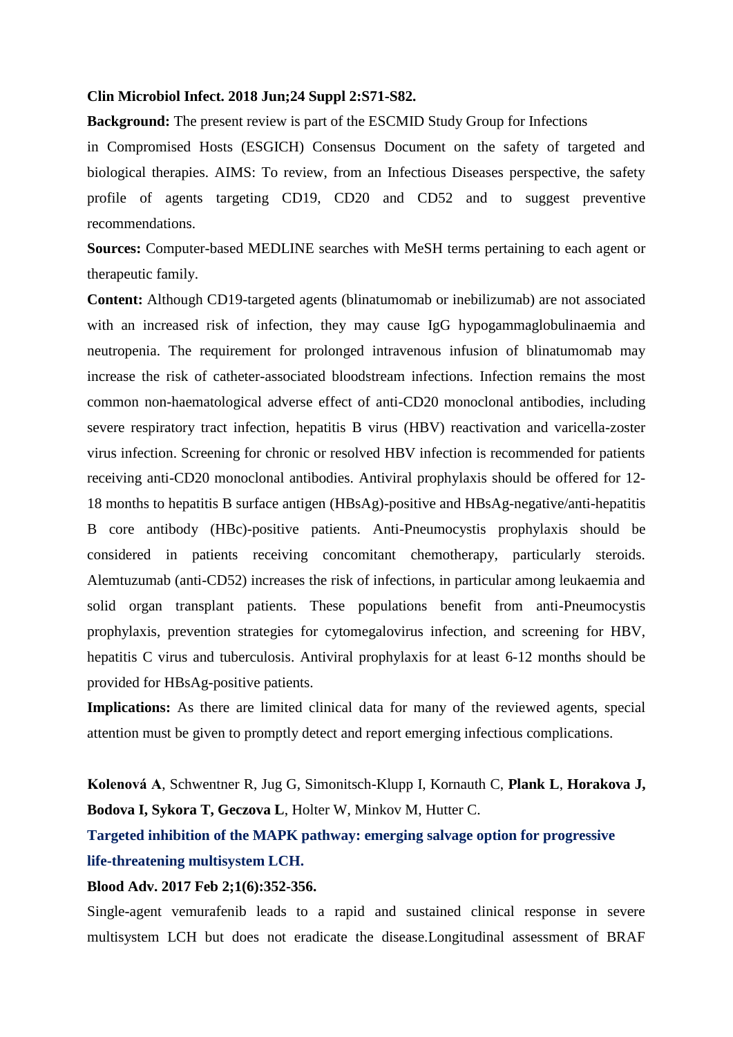**Clin Microbiol Infect. 2018 Jun;24 Suppl 2:S71-S82.**

**Background:** The present review is part of the ESCMID Study Group for Infections in Compromised Hosts (ESGICH) Consensus Document on the safety of targeted and biological therapies. AIMS: To review, from an Infectious Diseases perspective, the safety profile of agents targeting CD19, CD20 and CD52 and to suggest preventive recommendations.

**Sources:** Computer-based MEDLINE searches with MeSH terms pertaining to each agent or therapeutic family.

**Content:** Although CD19-targeted agents (blinatumomab or inebilizumab) are not associated with an increased risk of infection, they may cause IgG hypogammaglobulinaemia and neutropenia. The requirement for prolonged intravenous infusion of blinatumomab may increase the risk of catheter-associated bloodstream infections. Infection remains the most common non-haematological adverse effect of anti-CD20 monoclonal antibodies, including severe respiratory tract infection, hepatitis B virus (HBV) reactivation and varicella-zoster virus infection. Screening for chronic or resolved HBV infection is recommended for patients receiving anti-CD20 monoclonal antibodies. Antiviral prophylaxis should be offered for 12-18 months to hepatitis B surface antigen (HBsAg)-positive and HBsAg-negative/anti-hepatitis B core antibody (HBc)-positive patients. Anti-Pneumocystis prophylaxis should be considered in patients receiving concomitant chemotherapy, particularly steroids. Alemtuzumab (anti-CD52) increases the risk of infections, in particular among leukaemia and solid organ transplant patients. These populations benefit from anti-Pneumocystis prophylaxis, prevention strategies for cytomegalovirus infection, and screening for HBV, hepatitis C virus and tuberculosis. Antiviral prophylaxis for at least 6-12 months should be provided for HBsAg-positive patients.

**Implications:** As there are limited clinical data for many of the reviewed agents, special attention must be given to promptly detect and report emerging infectious complications.

**Kolenová A**, Schwentner R, Jug G, Simonitsch-Klupp I, Kornauth C, **Plank L**, **Horakova J, Bodova I, Sykora T, Geczova L**, Holter W, Minkov M, Hutter C.

**Targeted inhibition of the MAPK pathway: emerging salvage option for progressive life-threatening multisystem LCH.**

**Blood Adv. 2017 Feb 2;1(6):352-356.**

Single-agent vemurafenib leads to a rapid and sustained clinical response in severe multisystem LCH but does not eradicate the disease.Longitudinal assessment of BRAF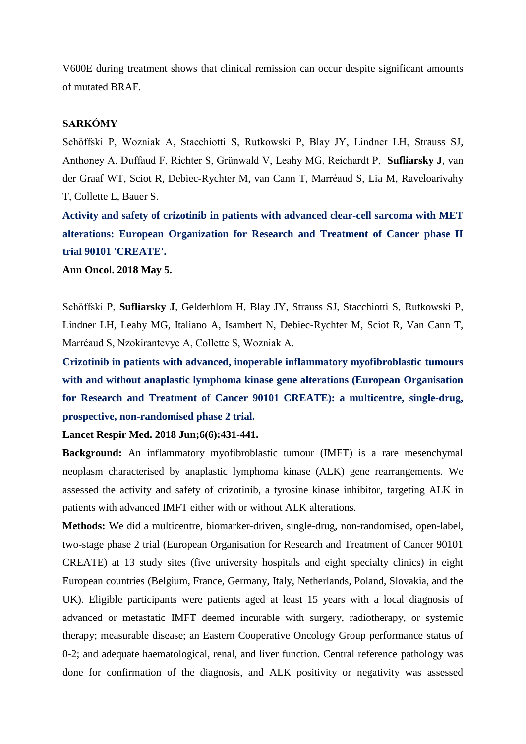V600E during treatment shows that clinical remission can occur despite significant amounts of mutated BRAF.

## SARKÓMY

Schöffski P, Wozniak A, Stacchiotti S, Rutkowski P, Blay JY, Lindner LH, Strauss SJ, Anthoney A, Duffaud F, Richter S, Grünwald V, Leahy MG, Reichardt P, **Sufliarsky J**, van der Graaf WT, Sciot R, Debiec-Rychter M, van Cann T, Marréaud S, Lia M, Raveloarivahy T, Collette L, Bauer S.

**Activity and safety of crizotinib in patients with advanced clear-cell sarcoma with MET alterations: European Organization for Research and Treatment of Cancer phase II trial 90101 'CREATE'.**

**Ann Oncol. 2018 May 5.**

Schöffski P, **Sufliarsky J**, Gelderblom H, Blay JY, Strauss SJ, Stacchiotti S, Rutkowski P, Lindner LH, Leahy MG, Italiano A, Isambert N, Debiec-Rychter M, Sciot R, Van Cann T, Marréaud S, Nzokirantevye A, Collette S, Wozniak A.

**Crizotinib in patients with advanced, inoperable inflammatory myofibroblastic tumours with and without anaplastic lymphoma kinase gene alterations (European Organisation for Research and Treatment of Cancer 90101 CREATE): a multicentre, single-drug, prospective, non-randomised phase 2 trial.**

**Lancet Respir Med. 2018 Jun;6(6):431-441.**

**Background:** An inflammatory myofibroblastic tumour (IMFT) is a rare mesenchymal neoplasm characterised by anaplastic lymphoma kinase (ALK) gene rearrangements. We assessed the activity and safety of crizotinib, a tyrosine kinase inhibitor, targeting ALK in patients with advanced IMFT either with or without ALK alterations.

**Methods:** We did a multicentre, biomarker-driven, single-drug, non-randomised, open-label, two-stage phase 2 trial (European Organisation for Research and Treatment of Cancer 90101 CREATE) at 13 study sites (five university hospitals and eight specialty clinics) in eight European countries (Belgium, France, Germany, Italy, Netherlands, Poland, Slovakia, and the UK). Eligible participants were patients aged at least 15 years with a local diagnosis of advanced or metastatic IMFT deemed incurable with surgery, radiotherapy, or systemic therapy; measurable disease; an Eastern Cooperative Oncology Group performance status of 0-2; and adequate haematological, renal, and liver function. Central reference pathology was done for confirmation of the diagnosis, and ALK positivity or negativity was assessed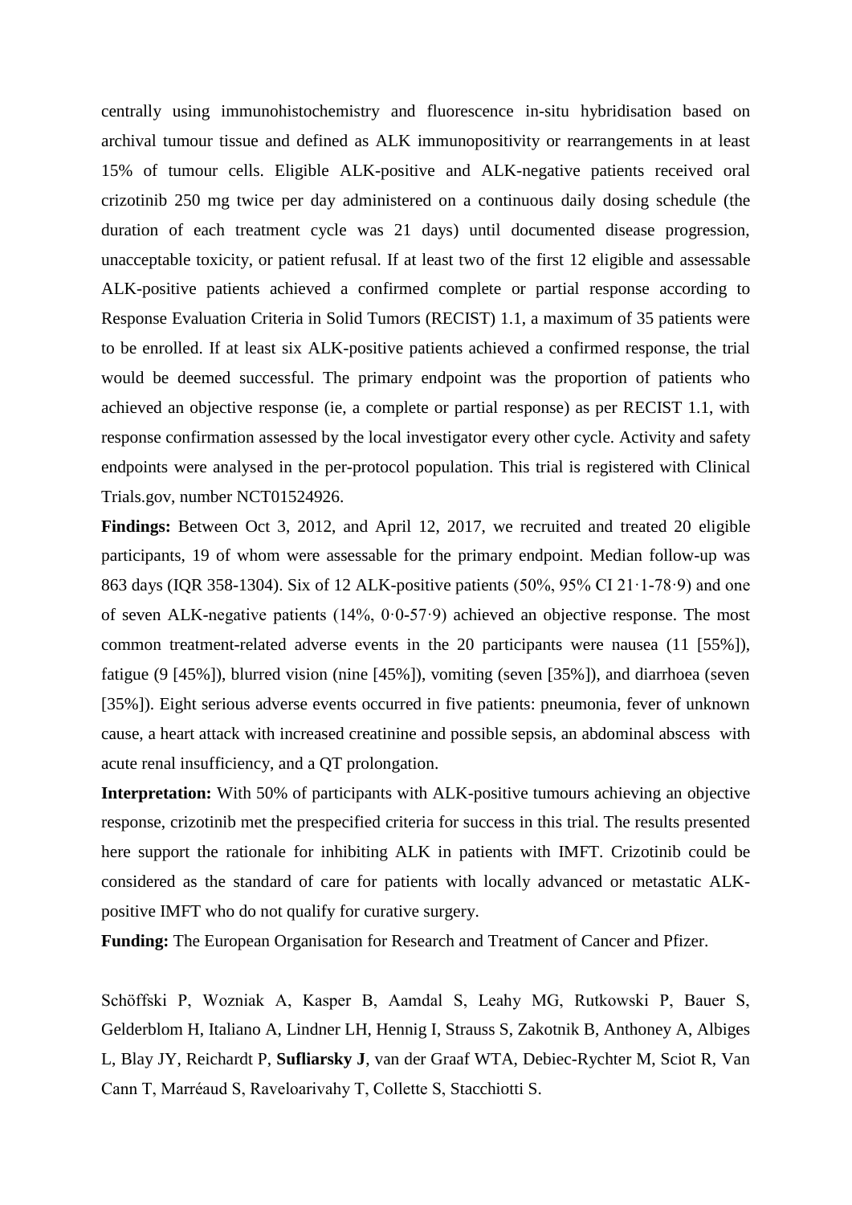centrally using immunohistochemistry and fluorescence in-situ hybridisation based on archival tumour tissue and defined as ALK immunopositivity or rearrangements in at least 15% of tumour cells. Eligible ALK-positive and ALK-negative patients received oral crizotinib 250 mg twice per day administered on a continuous daily dosing schedule (the duration of each treatment cycle was 21 days) until documented disease progression, unacceptable toxicity, or patient refusal. If at least two of the first 12 eligible and assessable ALK-positive patients achieved a confirmed complete or partial response according to Response Evaluation Criteria in Solid Tumors (RECIST) 1.1, a maximum of 35 patients were to be enrolled. If at least six ALK-positive patients achieved a confirmed response, the trial would be deemed successful. The primary endpoint was the proportion of patients who achieved an objective response (ie, a complete or partial response) as per RECIST 1.1, with response confirmation assessed by the local investigator every other cycle. Activity and safety endpoints were analysed in the per-protocol population. This trial is registered with Clinical Trials.gov, number NCT01524926.

**Findings:** Between Oct 3, 2012, and April 12, 2017, we recruited and treated 20 eligible participants, 19 of whom were assessable for the primary endpoint. Median follow-up was 863 days (IQR 358-1304). Six of 12 ALK-positive patients (50%, 95% CI 21·1-78·9) and one of seven ALK-negative patients (14%, 0·0-57·9) achieved an objective response. The most common treatment-related adverse events in the 20 participants were nausea (11 [55%]), fatigue (9 [45%]), blurred vision (nine [45%]), vomiting (seven [35%]), and diarrhoea (seven [35%]). Eight serious adverse events occurred in five patients: pneumonia, fever of unknown cause, a heart attack with increased creatinine and possible sepsis, an abdominal abscess with acute renal insufficiency, and a QT prolongation.

**Interpretation:** With 50% of participants with ALK-positive tumours achieving an objective response, crizotinib met the prespecified criteria for success in this trial. The results presented here support the rationale for inhibiting ALK in patients with IMFT. Crizotinib could be considered as the standard of care for patients with locally advanced or metastatic ALK-positive IMFT who do not qualify for curative surgery.

**Funding:** The European Organisation for Research and Treatment of Cancer and Pfizer.

Schöffski P, Wozniak A, Kasper B, Aamdal S, Leahy MG, Rutkowski P, Bauer S, Gelderblom H, Italiano A, Lindner LH, Hennig I, Strauss S, Zakotnik B, Anthoney A, Albiges L, Blay JY, Reichardt P, **Sufliarsky J**, van der Graaf WTA, Debiec-Rychter M, Sciot R, Van Cann T, Marréaud S, Raveloarivahy T, Collette S, Stacchiotti S.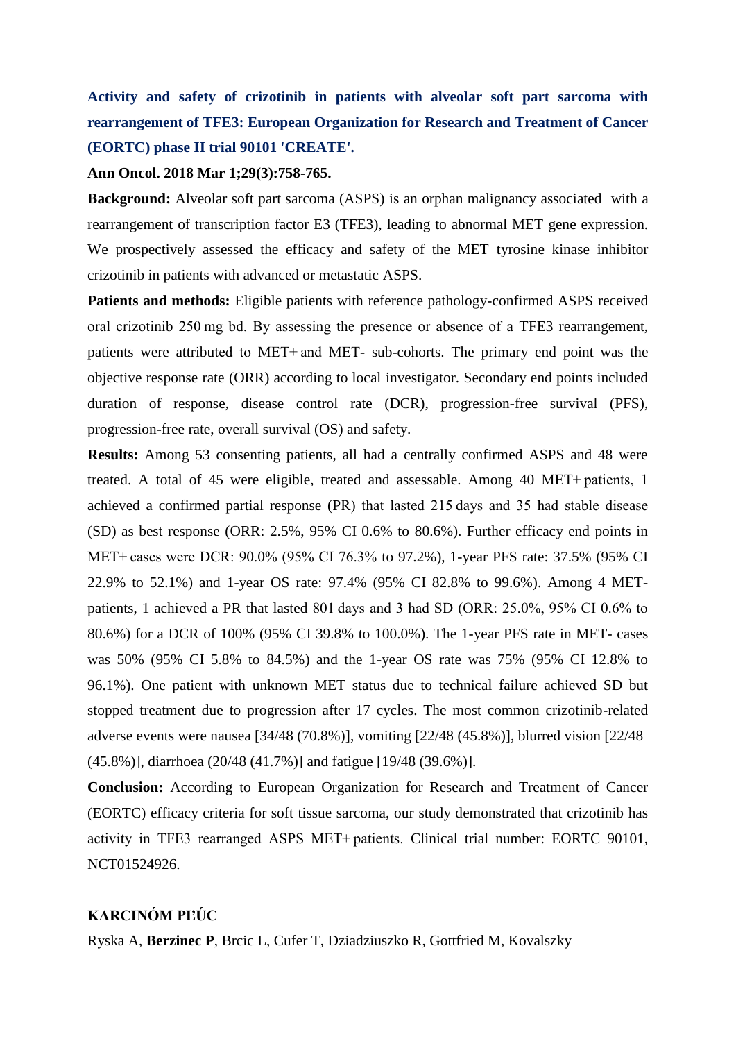**Activity and safety of crizotinib in patients with alveolar soft part sarcoma with rearrangement of TFE3: European Organization for Research and Treatment of Cancer (EORTC) phase II trial 90101 'CREATE'.**

**Ann Oncol. 2018 Mar 1;29(3):758-765.**

**Background:** Alveolar soft part sarcoma (ASPS) is an orphan malignancy associated with a rearrangement of transcription factor E3 (TFE3), leading to abnormal MET gene expression. We prospectively assessed the efficacy and safety of the MET tyrosine kinase inhibitor crizotinib in patients with advanced or metastatic ASPS.

**Patients and methods:** Eligible patients with reference pathology-confirmed ASPS received oral crizotinib 250 mg bd. By assessing the presence or absence of a TFE3 rearrangement, patients were attributed to MET+ and MET- sub-cohorts. The primary end point was the objective response rate (ORR) according to local investigator. Secondary end points included duration of response, disease control rate (DCR), progression-free survival (PFS), progression-free rate, overall survival (OS) and safety.

**Results:** Among 53 consenting patients, all had a centrally confirmed ASPS and 48 were treated. A total of 45 were eligible, treated and assessable. Among 40 MET+ patients, 1 achieved a confirmed partial response (PR) that lasted 215 days and 35 had stable disease (SD) as best response (ORR: 2.5%, 95% CI 0.6% to 80.6%). Further efficacy end points in MET+ cases were DCR: 90.0% (95% CI 76.3% to 97.2%), 1-year PFS rate: 37.5% (95% CI 22.9% to 52.1%) and 1-year OS rate: 97.4% (95% CI 82.8% to 99.6%). Among 4 MET- patients, 1 achieved a PR that lasted 801 days and 3 had SD (ORR: 25.0%, 95% CI 0.6% to 80.6%) for a DCR of 100% (95% CI 39.8% to 100.0%). The 1-year PFS rate in MET- cases was 50% (95% CI 5.8% to 84.5%) and the 1-year OS rate was 75% (95% CI 12.8% to 96.1%). One patient with unknown MET status due to technical failure achieved SD but stopped treatment due to progression after 17 cycles. The most common crizotinib-related adverse events were nausea [34/48 (70.8%)], vomiting [22/48 (45.8%)], blurred vision [22/48 (45.8%)], diarrhoea (20/48 (41.7%)] and fatigue [19/48 (39.6%)].

**Conclusion:** According to European Organization for Research and Treatment of Cancer (EORTC) efficacy criteria for soft tissue sarcoma, our study demonstrated that crizotinib has activity in TFE3 rearranged ASPS MET+ patients. Clinical trial number: EORTC 90101, NCT01524926.

## KARCINÓM PĽÚC

Ryska A, **Berzinec P**, Brcic L, Cufer T, Dziadziuszko R, Gottfried M, Kovalszky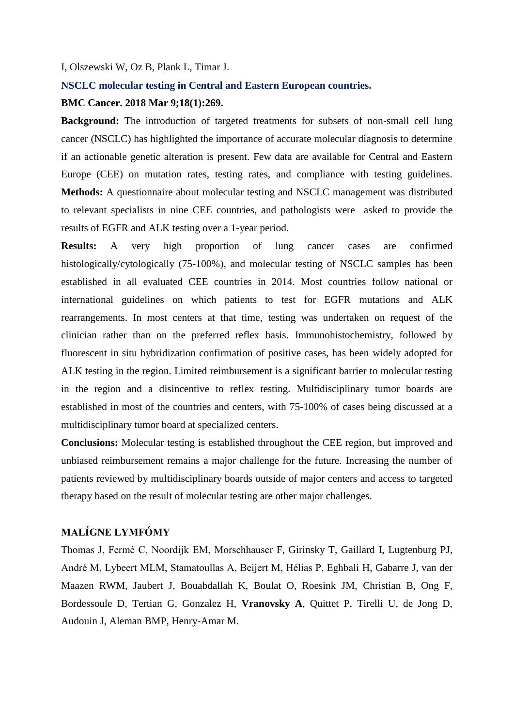I, Olszewski W, Oz B, Plank L, Timar J.

**NSCLC molecular testing in Central and Eastern European countries.**

**BMC Cancer. 2018 Mar 9;18(1):269.**

**Background:** The introduction of targeted treatments for subsets of non-small cell lung cancer (NSCLC) has highlighted the importance of accurate molecular diagnosis to determine if an actionable genetic alteration is present. Few data are available for Central and Eastern Europe (CEE) on mutation rates, testing rates, and compliance with testing guidelines. **Methods:** A questionnaire about molecular testing and NSCLC management was distributed to relevant specialists in nine CEE countries, and pathologists were asked to provide the results of EGFR and ALK testing over a 1-year period.

**Results:** A very high proportion of lung cancer cases are confirmed histologically/cytologically (75-100%), and molecular testing of NSCLC samples has been established in all evaluated CEE countries in 2014. Most countries follow national or international guidelines on which patients to test for EGFR mutations and ALK rearrangements. In most centers at that time, testing was undertaken on request of the clinician rather than on the preferred reflex basis. Immunohistochemistry, followed by fluorescent in situ hybridization confirmation of positive cases, has been widely adopted for ALK testing in the region. Limited reimbursement is a significant barrier to molecular testing in the region and a disincentive to reflex testing. Multidisciplinary tumor boards are established in most of the countries and centers, with 75-100% of cases being discussed at a multidisciplinary tumor board at specialized centers.

**Conclusions:** Molecular testing is established throughout the CEE region, but improved and unbiased reimbursement remains a major challenge for the future. Increasing the number of patients reviewed by multidisciplinary boards outside of major centers and access to targeted therapy based on the result of molecular testing are other major challenges.

## MALÍGNE LYMFÓMY

Thomas J, Fermé C, Noordijk EM, Morschhauser F, Girinsky T, Gaillard I, Lugtenburg PJ, André M, Lybeert MLM, Stamatoullas A, Beijert M, Hélias P, Eghbali H, Gabarre J, van der Maazen RWM, Jaubert J, Bouabdallah K, Boulat O, Roesink JM, Christian B, Ong F, Bordessoule D, Tertian G, Gonzalez H, **Vranovsky A**, Quittet P, Tirelli U, de Jong D, Audouin J, Aleman BMP, Henry-Amar M.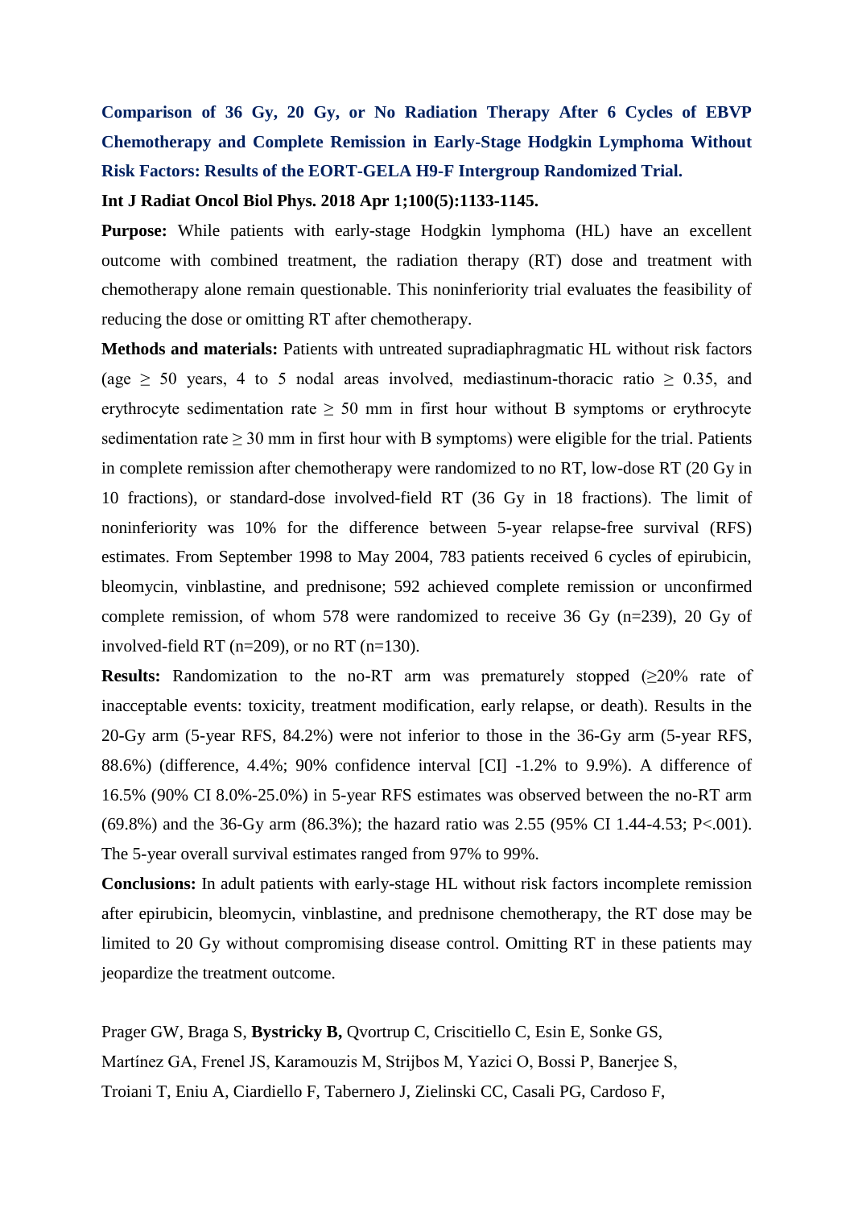**Comparison of 36 Gy, 20 Gy, or No Radiation Therapy After 6 Cycles of EBVP Chemotherapy and Complete Remission in Early-Stage Hodgkin Lymphoma Without Risk Factors: Results of the EORT-GELA H9-F Intergroup Randomized Trial.**

**Int J Radiat Oncol Biol Phys. 2018 Apr 1;100(5):1133-1145.**

**Purpose:** While patients with early-stage Hodgkin lymphoma (HL) have an excellent outcome with combined treatment, the radiation therapy (RT) dose and treatment with chemotherapy alone remain questionable. This noninferiority trial evaluates the feasibility of reducing the dose or omitting RT after chemotherapy.

**Methods and materials:** Patients with untreated supradiaphragmatic HL without risk factors (age ≥ 50 years, 4 to 5 nodal areas involved, mediastinum-thoracic ratio ≥ 0.35, and erythrocyte sedimentation rate ≥ 50 mm in first hour without B symptoms or erythrocyte sedimentation rate ≥ 30 mm in first hour with B symptoms) were eligible for the trial. Patients in complete remission after chemotherapy were randomized to no RT, low-dose RT (20 Gy in 10 fractions), or standard-dose involved-field RT (36 Gy in 18 fractions). The limit of noninferiority was 10% for the difference between 5-year relapse-free survival (RFS) estimates. From September 1998 to May 2004, 783 patients received 6 cycles of epirubicin, bleomycin, vinblastine, and prednisone; 592 achieved complete remission or unconfirmed complete remission, of whom 578 were randomized to receive 36 Gy (n=239), 20 Gy of involved-field RT (n=209), or no RT (n=130).

**Results:** Randomization to the no-RT arm was prematurely stopped (≥20% rate of inacceptable events: toxicity, treatment modification, early relapse, or death). Results in the 20-Gy arm (5-year RFS, 84.2%) were not inferior to those in the 36-Gy arm (5-year RFS, 88.6%) (difference, 4.4%; 90% confidence interval [CI] -1.2% to 9.9%). A difference of 16.5% (90% CI 8.0%-25.0%) in 5-year RFS estimates was observed between the no-RT arm (69.8%) and the 36-Gy arm (86.3%); the hazard ratio was 2.55 (95% CI 1.44-4.53; P<.001). The 5-year overall survival estimates ranged from 97% to 99%.

**Conclusions:** In adult patients with early-stage HL without risk factors incomplete remission after epirubicin, bleomycin, vinblastine, and prednisone chemotherapy, the RT dose may be limited to 20 Gy without compromising disease control. Omitting RT in these patients may jeopardize the treatment outcome.

Prager GW, Braga S, **Bystricky B,** Qvortrup C, Criscitiello C, Esin E, Sonke GS, Martínez GA, Frenel JS, Karamouzis M, Strijbos M, Yazici O, Bossi P, Banerjee S, Troiani T, Eniu A, Ciardiello F, Tabernero J, Zielinski CC, Casali PG, Cardoso F,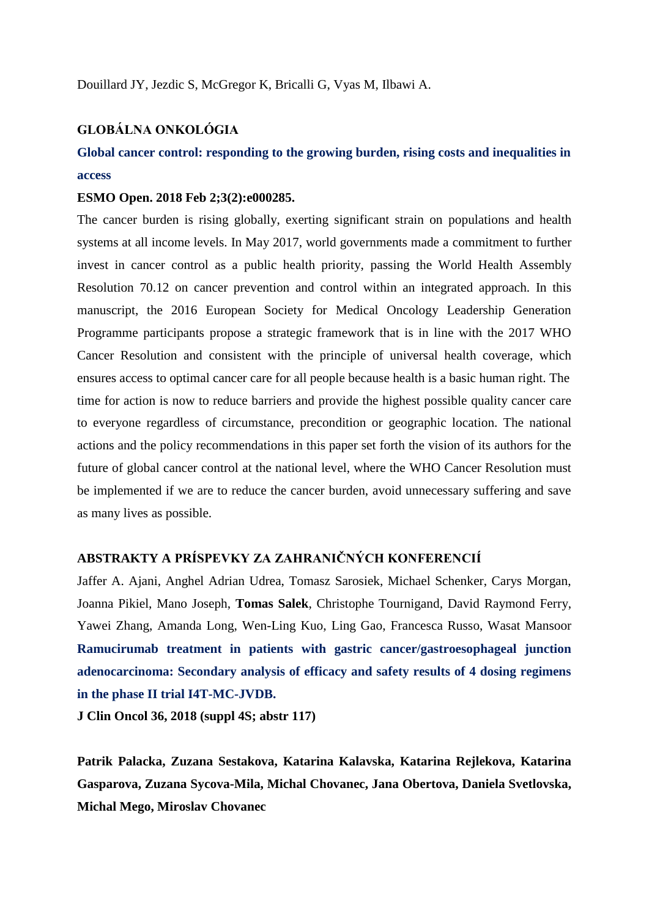Douillard JY, Jezdic S, McGregor K, Bricalli G, Vyas M, Ilbawi A.

## GLOBÁLNA ONKOLÓGIA

**Global cancer control: responding to the growing burden, rising costs and inequalities in access**

**ESMO Open. 2018 Feb 2;3(2):e000285.**

The cancer burden is rising globally, exerting significant strain on populations and health systems at all income levels. In May 2017, world governments made a commitment to further invest in cancer control as a public health priority, passing the World Health Assembly Resolution 70.12 on cancer prevention and control within an integrated approach. In this manuscript, the 2016 European Society for Medical Oncology Leadership Generation Programme participants propose a strategic framework that is in line with the 2017 WHO Cancer Resolution and consistent with the principle of universal health coverage, which ensures access to optimal cancer care for all people because health is a basic human right. The time for action is now to reduce barriers and provide the highest possible quality cancer care to everyone regardless of circumstance, precondition or geographic location. The national actions and the policy recommendations in this paper set forth the vision of its authors for the future of global cancer control at the national level, where the WHO Cancer Resolution must be implemented if we are to reduce the cancer burden, avoid unnecessary suffering and save as many lives as possible.

## ABSTRAKTY A PRÍSPEVKY ZA ZAHRANIČNÝCH KONFERENCIÍ

Jaffer A. Ajani, Anghel Adrian Udrea, Tomasz Sarosiek, Michael Schenker, Carys Morgan, Joanna Pikiel, Mano Joseph, **Tomas Salek**, Christophe Tournigand, David Raymond Ferry, Yawei Zhang, Amanda Long, Wen-Ling Kuo, Ling Gao, Francesca Russo, Wasat Mansoor

**Ramucirumab treatment in patients with gastric cancer/gastroesophageal junction adenocarcinoma: Secondary analysis of efficacy and safety results of 4 dosing regimens in the phase II trial I4T-MC-JVDB.**

**J Clin Oncol 36, 2018 (suppl 4S; abstr 117)**

**Patrik Palacka, Zuzana Sestakova, Katarina Kalavska, Katarina Rejlekova, Katarina Gasparova, Zuzana Sycova-Mila, Michal Chovanec, Jana Obertova, Daniela Svetlovska, Michal Mego, Miroslav Chovanec**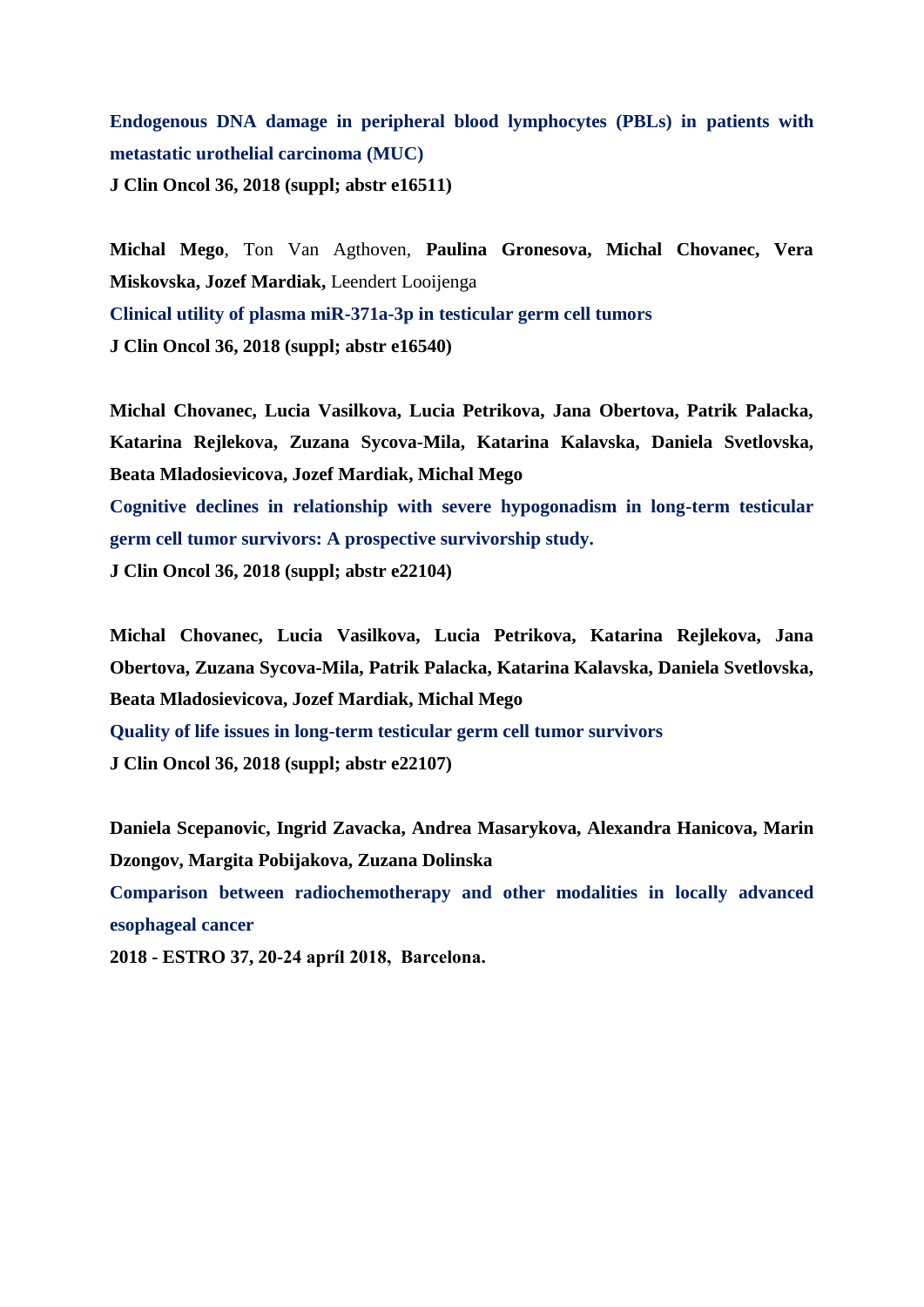**Endogenous DNA damage in peripheral blood lymphocytes (PBLs) in patients with metastatic urothelial carcinoma (MUC)**
**J Clin Oncol 36, 2018 (suppl; abstr e16511)**

**Michal Mego**, Ton Van Agthoven, **Paulina Gronesova, Michal Chovanec, Vera Miskovska, Jozef Mardiak,** Leendert Looijenga
**Clinical utility of plasma miR-371a-3p in testicular germ cell tumors**
**J Clin Oncol 36, 2018 (suppl; abstr e16540)**

**Michal Chovanec, Lucia Vasilkova, Lucia Petrikova, Jana Obertova, Patrik Palacka, Katarina Rejlekova, Zuzana Sycova-Mila, Katarina Kalavska, Daniela Svetlovska, Beata Mladosievicova, Jozef Mardiak, Michal Mego**
**Cognitive declines in relationship with severe hypogonadism in long-term testicular germ cell tumor survivors: A prospective survivorship study.**
**J Clin Oncol 36, 2018 (suppl; abstr e22104)**

**Michal Chovanec, Lucia Vasilkova, Lucia Petrikova, Katarina Rejlekova, Jana Obertova, Zuzana Sycova-Mila, Patrik Palacka, Katarina Kalavska, Daniela Svetlovska, Beata Mladosievicova, Jozef Mardiak, Michal Mego**
**Quality of life issues in long-term testicular germ cell tumor survivors**
**J Clin Oncol 36, 2018 (suppl; abstr e22107)**

**Daniela Scepanovic, Ingrid Zavacka, Andrea Masarykova, Alexandra Hanicova, Marin Dzongov, Margita Pobijakova, Zuzana Dolinska**
**Comparison between radiochemotherapy and other modalities in locally advanced esophageal cancer**
**2018 - ESTRO 37, 20-24 apríl 2018, Barcelona.**